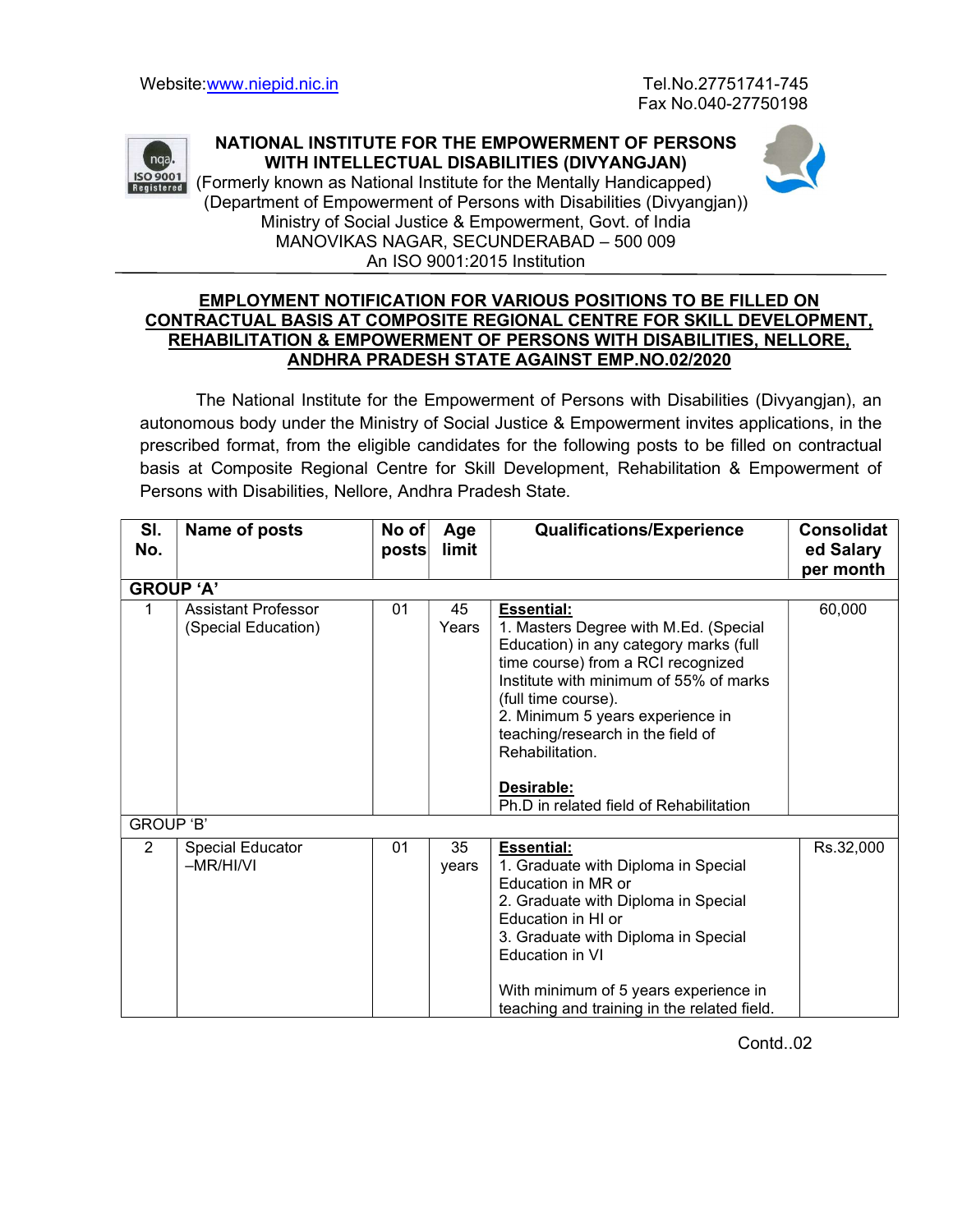Website:www.niepid.nic.in

Tel.No.27751741-745
Fax No.040-27750198

# NATIONAL INSTITUTE FOR THE EMPOWERMENT OF PERSONS WITH INTELLECTUAL DISABILITIES (DIVYANGJAN)

(Formerly known as National Institute for the Mentally Handicapped)
(Department of Empowerment of Persons with Disabilities (Divyangjan))
Ministry of Social Justice & Empowerment, Govt. of India
MANOVIKAS NAGAR, SECUNDERABAD – 500 009
An ISO 9001:2015 Institution

## EMPLOYMENT NOTIFICATION FOR VARIOUS POSITIONS TO BE FILLED ON CONTRACTUAL BASIS AT COMPOSITE REGIONAL CENTRE FOR SKILL DEVELOPMENT, REHABILITATION & EMPOWERMENT OF PERSONS WITH DISABILITIES, NELLORE, ANDHRA PRADESH STATE AGAINST EMP.NO.02/2020

The National Institute for the Empowerment of Persons with Disabilities (Divyangjan), an autonomous body under the Ministry of Social Justice & Empowerment invites applications, in the prescribed format, from the eligible candidates for the following posts to be filled on contractual basis at Composite Regional Centre for Skill Development, Rehabilitation & Empowerment of Persons with Disabilities, Nellore, Andhra Pradesh State.

| Sl. No. | Name of posts | No of posts | Age limit | Qualifications/Experience | Consolidated Salary per month |
|---|---|---|---|---|---|
| **GROUP 'A'** | | | | | |
| 1 | Assistant Professor (Special Education) | 01 | 45 Years | **Essential:**<br>1. Masters Degree with M.Ed. (Special Education) in any category marks (full time course) from a RCI recognized Institute with minimum of 55% of marks (full time course).<br>2. Minimum 5 years experience in teaching/research in the field of Rehabilitation.<br><br>**Desirable:**<br>Ph.D in related field of Rehabilitation | 60,000 |
| GROUP 'B' | | | | | |
| 2 | Special Educator –MR/HI/VI | 01 | 35 years | **Essential:**<br>1. Graduate with Diploma in Special Education in MR or<br>2. Graduate with Diploma in Special Education in HI or<br>3. Graduate with Diploma in Special Education in VI<br><br>With minimum of 5 years experience in teaching and training in the related field. | Rs.32,000 |

Contd..02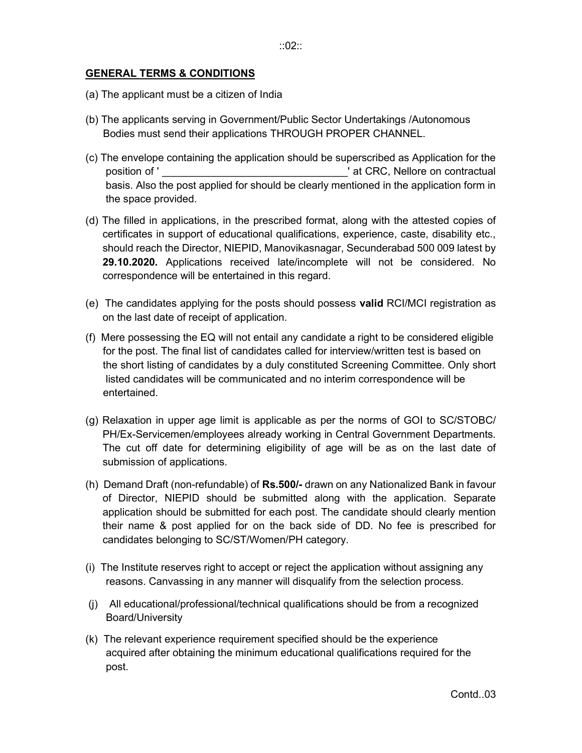## GENERAL TERMS & CONDITIONS

(a) The applicant must be a citizen of India

(b) The applicants serving in Government/Public Sector Undertakings /Autonomous Bodies must send their applications THROUGH PROPER CHANNEL.

(c) The envelope containing the application should be superscribed as Application for the position of ' ________________________________' at CRC, Nellore on contractual basis. Also the post applied for should be clearly mentioned in the application form in the space provided.

(d) The filled in applications, in the prescribed format, along with the attested copies of certificates in support of educational qualifications, experience, caste, disability etc., should reach the Director, NIEPID, Manovikasnagar, Secunderabad 500 009 latest by **29.10.2020.** Applications received late/incomplete will not be considered. No correspondence will be entertained in this regard.

(e) The candidates applying for the posts should possess **valid** RCI/MCI registration as on the last date of receipt of application.

(f) Mere possessing the EQ will not entail any candidate a right to be considered eligible for the post. The final list of candidates called for interview/written test is based on the short listing of candidates by a duly constituted Screening Committee. Only short listed candidates will be communicated and no interim correspondence will be entertained.

(g) Relaxation in upper age limit is applicable as per the norms of GOI to SC/STOBC/ PH/Ex-Servicemen/employees already working in Central Government Departments. The cut off date for determining eligibility of age will be as on the last date of submission of applications.

(h) Demand Draft (non-refundable) of **Rs.500/-** drawn on any Nationalized Bank in favour of Director, NIEPID should be submitted along with the application. Separate application should be submitted for each post. The candidate should clearly mention their name & post applied for on the back side of DD. No fee is prescribed for candidates belonging to SC/ST/Women/PH category.

(i) The Institute reserves right to accept or reject the application without assigning any reasons. Canvassing in any manner will disqualify from the selection process.

(j) All educational/professional/technical qualifications should be from a recognized Board/University

(k) The relevant experience requirement specified should be the experience acquired after obtaining the minimum educational qualifications required for the post.

Contd..03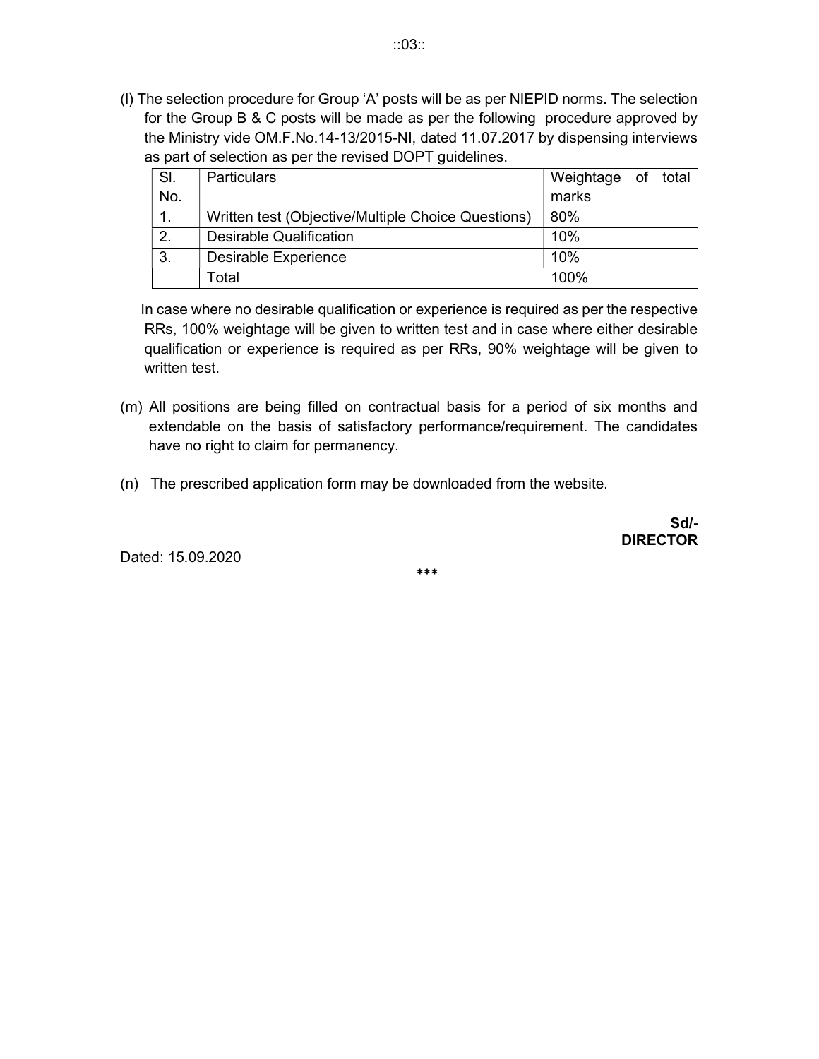(l) The selection procedure for Group 'A' posts will be as per NIEPID norms. The selection for the Group B & C posts will be made as per the following procedure approved by the Ministry vide OM.F.No.14-13/2015-NI, dated 11.07.2017 by dispensing interviews as part of selection as per the revised DOPT guidelines.

| Sl. No. | Particulars | Weightage of total marks |
|---|---|---|
| 1. | Written test (Objective/Multiple Choice Questions) | 80% |
| 2. | Desirable Qualification | 10% |
| 3. | Desirable Experience | 10% |
| | Total | 100% |

In case where no desirable qualification or experience is required as per the respective RRs, 100% weightage will be given to written test and in case where either desirable qualification or experience is required as per RRs, 90% weightage will be given to written test.

(m) All positions are being filled on contractual basis for a period of six months and extendable on the basis of satisfactory performance/requirement. The candidates have no right to claim for permanency.

(n) The prescribed application form may be downloaded from the website.

**Sd/-**
**DIRECTOR**

Dated: 15.09.2020

***